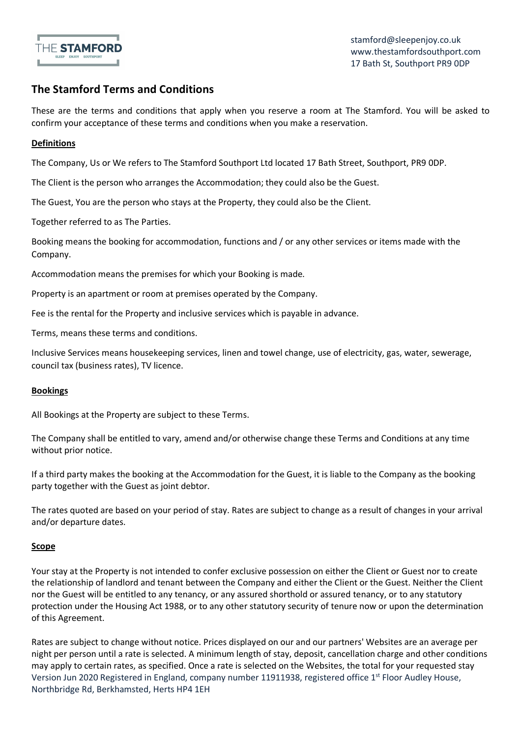stamford@sleepenjoy.co.uk
www.thestamfordsouthport.com
17 Bath St, Southport PR9 0DP

## The Stamford Terms and Conditions

These are the terms and conditions that apply when you reserve a room at The Stamford. You will be asked to confirm your acceptance of these terms and conditions when you make a reservation.

**Definitions**

The Company, Us or We refers to The Stamford Southport Ltd located 17 Bath Street, Southport, PR9 0DP.

The Client is the person who arranges the Accommodation; they could also be the Guest.

The Guest, You are the person who stays at the Property, they could also be the Client.

Together referred to as The Parties.

Booking means the booking for accommodation, functions and / or any other services or items made with the Company.

Accommodation means the premises for which your Booking is made.

Property is an apartment or room at premises operated by the Company.

Fee is the rental for the Property and inclusive services which is payable in advance.

Terms, means these terms and conditions.

Inclusive Services means housekeeping services, linen and towel change, use of electricity, gas, water, sewerage, council tax (business rates), TV licence.

**Bookings**

All Bookings at the Property are subject to these Terms.

The Company shall be entitled to vary, amend and/or otherwise change these Terms and Conditions at any time without prior notice.

If a third party makes the booking at the Accommodation for the Guest, it is liable to the Company as the booking party together with the Guest as joint debtor.

The rates quoted are based on your period of stay. Rates are subject to change as a result of changes in your arrival and/or departure dates.

**Scope**

Your stay at the Property is not intended to confer exclusive possession on either the Client or Guest nor to create the relationship of landlord and tenant between the Company and either the Client or the Guest. Neither the Client nor the Guest will be entitled to any tenancy, or any assured shorthold or assured tenancy, or to any statutory protection under the Housing Act 1988, or to any other statutory security of tenure now or upon the determination of this Agreement.

Rates are subject to change without notice. Prices displayed on our and our partners' Websites are an average per night per person until a rate is selected. A minimum length of stay, deposit, cancellation charge and other conditions may apply to certain rates, as specified. Once a rate is selected on the Websites, the total for your requested stay

Version Jun 2020 Registered in England, company number 11911938, registered office 1st Floor Audley House, Northbridge Rd, Berkhamsted, Herts HP4 1EH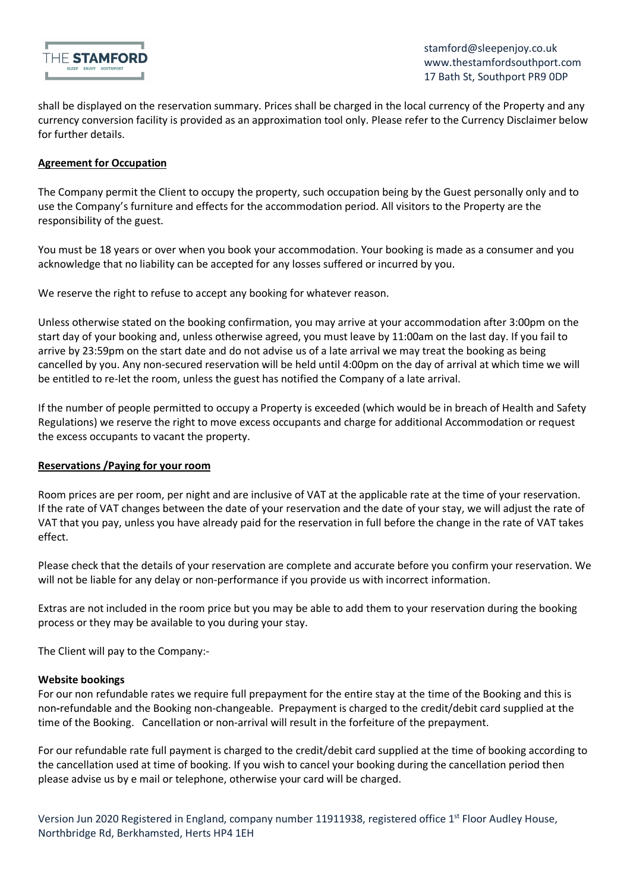shall be displayed on the reservation summary. Prices shall be charged in the local currency of the Property and any currency conversion facility is provided as an approximation tool only. Please refer to the Currency Disclaimer below for further details.

**Agreement for Occupation**

The Company permit the Client to occupy the property, such occupation being by the Guest personally only and to use the Company's furniture and effects for the accommodation period. All visitors to the Property are the responsibility of the guest.

You must be 18 years or over when you book your accommodation. Your booking is made as a consumer and you acknowledge that no liability can be accepted for any losses suffered or incurred by you.

We reserve the right to refuse to accept any booking for whatever reason.

Unless otherwise stated on the booking confirmation, you may arrive at your accommodation after 3:00pm on the start day of your booking and, unless otherwise agreed, you must leave by 11:00am on the last day. If you fail to arrive by 23:59pm on the start date and do not advise us of a late arrival we may treat the booking as being cancelled by you. Any non-secured reservation will be held until 4:00pm on the day of arrival at which time we will be entitled to re-let the room, unless the guest has notified the Company of a late arrival.

If the number of people permitted to occupy a Property is exceeded (which would be in breach of Health and Safety Regulations) we reserve the right to move excess occupants and charge for additional Accommodation or request the excess occupants to vacant the property.

**Reservations /Paying for your room**

Room prices are per room, per night and are inclusive of VAT at the applicable rate at the time of your reservation. If the rate of VAT changes between the date of your reservation and the date of your stay, we will adjust the rate of VAT that you pay, unless you have already paid for the reservation in full before the change in the rate of VAT takes effect.

Please check that the details of your reservation are complete and accurate before you confirm your reservation. We will not be liable for any delay or non-performance if you provide us with incorrect information.

Extras are not included in the room price but you may be able to add them to your reservation during the booking process or they may be available to you during your stay.

The Client will pay to the Company:-

**Website bookings**

For our non refundable rates we require full prepayment for the entire stay at the time of the Booking and this is non-refundable and the Booking non-changeable. Prepayment is charged to the credit/debit card supplied at the time of the Booking. Cancellation or non-arrival will result in the forfeiture of the prepayment.

For our refundable rate full payment is charged to the credit/debit card supplied at the time of booking according to the cancellation used at time of booking. If you wish to cancel your booking during the cancellation period then please advise us by e mail or telephone, otherwise your card will be charged.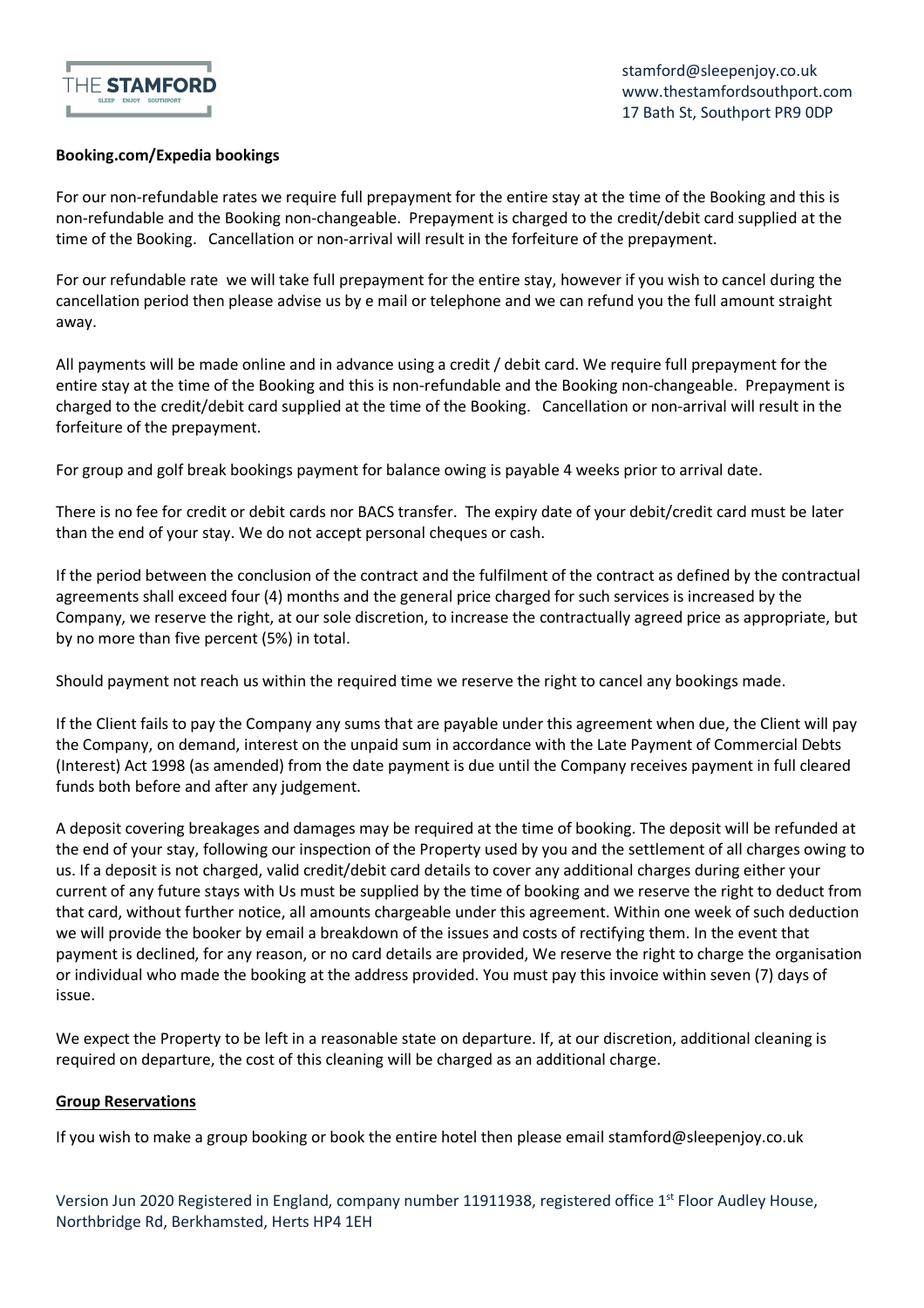**Booking.com/Expedia bookings**

For our non-refundable rates we require full prepayment for the entire stay at the time of the Booking and this is non-refundable and the Booking non-changeable. Prepayment is charged to the credit/debit card supplied at the time of the Booking. Cancellation or non-arrival will result in the forfeiture of the prepayment.

For our refundable rate we will take full prepayment for the entire stay, however if you wish to cancel during the cancellation period then please advise us by e mail or telephone and we can refund you the full amount straight away.

All payments will be made online and in advance using a credit / debit card. We require full prepayment for the entire stay at the time of the Booking and this is non-refundable and the Booking non-changeable. Prepayment is charged to the credit/debit card supplied at the time of the Booking. Cancellation or non-arrival will result in the forfeiture of the prepayment.

For group and golf break bookings payment for balance owing is payable 4 weeks prior to arrival date.

There is no fee for credit or debit cards nor BACS transfer. The expiry date of your debit/credit card must be later than the end of your stay. We do not accept personal cheques or cash.

If the period between the conclusion of the contract and the fulfilment of the contract as defined by the contractual agreements shall exceed four (4) months and the general price charged for such services is increased by the Company, we reserve the right, at our sole discretion, to increase the contractually agreed price as appropriate, but by no more than five percent (5%) in total.

Should payment not reach us within the required time we reserve the right to cancel any bookings made.

If the Client fails to pay the Company any sums that are payable under this agreement when due, the Client will pay the Company, on demand, interest on the unpaid sum in accordance with the Late Payment of Commercial Debts (Interest) Act 1998 (as amended) from the date payment is due until the Company receives payment in full cleared funds both before and after any judgement.

A deposit covering breakages and damages may be required at the time of booking. The deposit will be refunded at the end of your stay, following our inspection of the Property used by you and the settlement of all charges owing to us. If a deposit is not charged, valid credit/debit card details to cover any additional charges during either your current of any future stays with Us must be supplied by the time of booking and we reserve the right to deduct from that card, without further notice, all amounts chargeable under this agreement. Within one week of such deduction we will provide the booker by email a breakdown of the issues and costs of rectifying them. In the event that payment is declined, for any reason, or no card details are provided, We reserve the right to charge the organisation or individual who made the booking at the address provided. You must pay this invoice within seven (7) days of issue.

We expect the Property to be left in a reasonable state on departure. If, at our discretion, additional cleaning is required on departure, the cost of this cleaning will be charged as an additional charge.

**Group Reservations**

If you wish to make a group booking or book the entire hotel then please email stamford@sleepenjoy.co.uk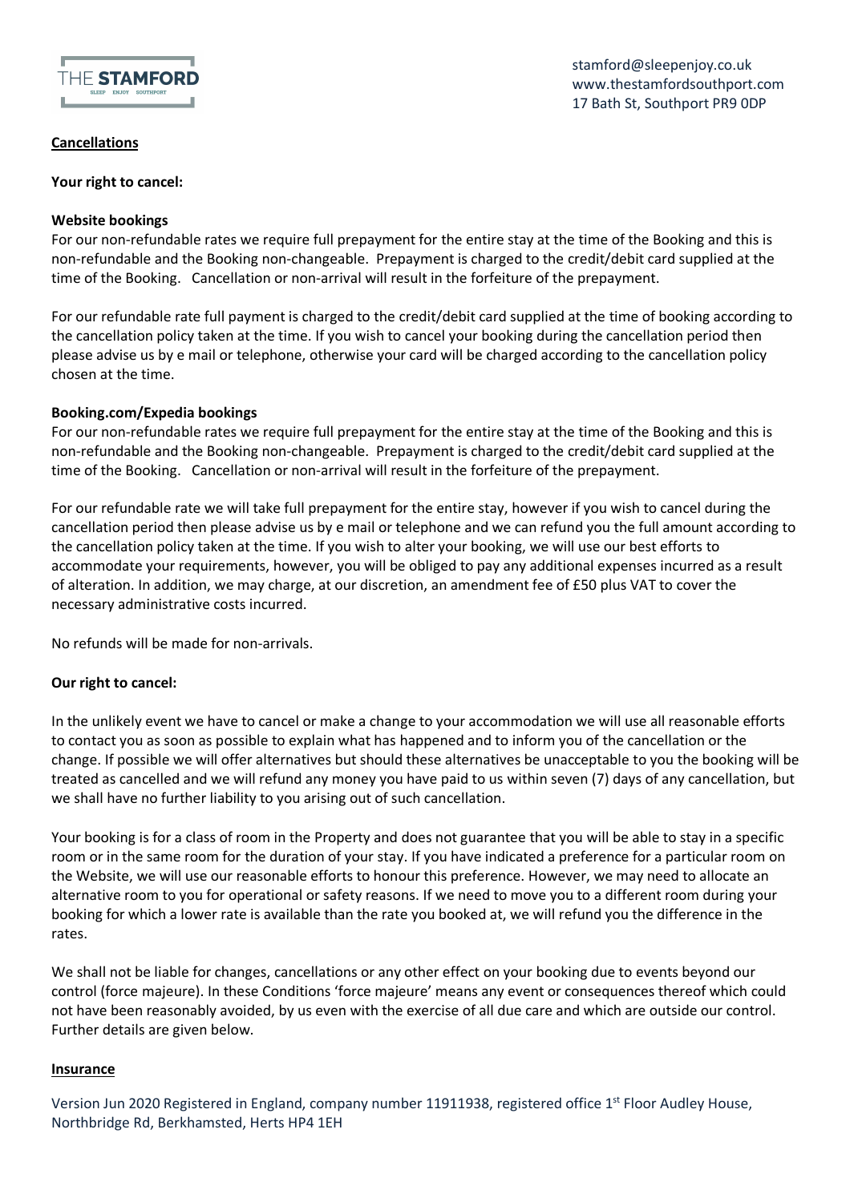## Cancellations

**Your right to cancel:**

**Website bookings**

For our non-refundable rates we require full prepayment for the entire stay at the time of the Booking and this is non-refundable and the Booking non-changeable. Prepayment is charged to the credit/debit card supplied at the time of the Booking. Cancellation or non-arrival will result in the forfeiture of the prepayment.

For our refundable rate full payment is charged to the credit/debit card supplied at the time of booking according to the cancellation policy taken at the time. If you wish to cancel your booking during the cancellation period then please advise us by e mail or telephone, otherwise your card will be charged according to the cancellation policy chosen at the time.

**Booking.com/Expedia bookings**

For our non-refundable rates we require full prepayment for the entire stay at the time of the Booking and this is non-refundable and the Booking non-changeable. Prepayment is charged to the credit/debit card supplied at the time of the Booking. Cancellation or non-arrival will result in the forfeiture of the prepayment.

For our refundable rate we will take full prepayment for the entire stay, however if you wish to cancel during the cancellation period then please advise us by e mail or telephone and we can refund you the full amount according to the cancellation policy taken at the time. If you wish to alter your booking, we will use our best efforts to accommodate your requirements, however, you will be obliged to pay any additional expenses incurred as a result of alteration. In addition, we may charge, at our discretion, an amendment fee of £50 plus VAT to cover the necessary administrative costs incurred.

No refunds will be made for non-arrivals.

**Our right to cancel:**

In the unlikely event we have to cancel or make a change to your accommodation we will use all reasonable efforts to contact you as soon as possible to explain what has happened and to inform you of the cancellation or the change. If possible we will offer alternatives but should these alternatives be unacceptable to you the booking will be treated as cancelled and we will refund any money you have paid to us within seven (7) days of any cancellation, but we shall have no further liability to you arising out of such cancellation.

Your booking is for a class of room in the Property and does not guarantee that you will be able to stay in a specific room or in the same room for the duration of your stay. If you have indicated a preference for a particular room on the Website, we will use our reasonable efforts to honour this preference. However, we may need to allocate an alternative room to you for operational or safety reasons. If we need to move you to a different room during your booking for which a lower rate is available than the rate you booked at, we will refund you the difference in the rates.

We shall not be liable for changes, cancellations or any other effect on your booking due to events beyond our control (force majeure). In these Conditions 'force majeure' means any event or consequences thereof which could not have been reasonably avoided, by us even with the exercise of all due care and which are outside our control. Further details are given below.

## Insurance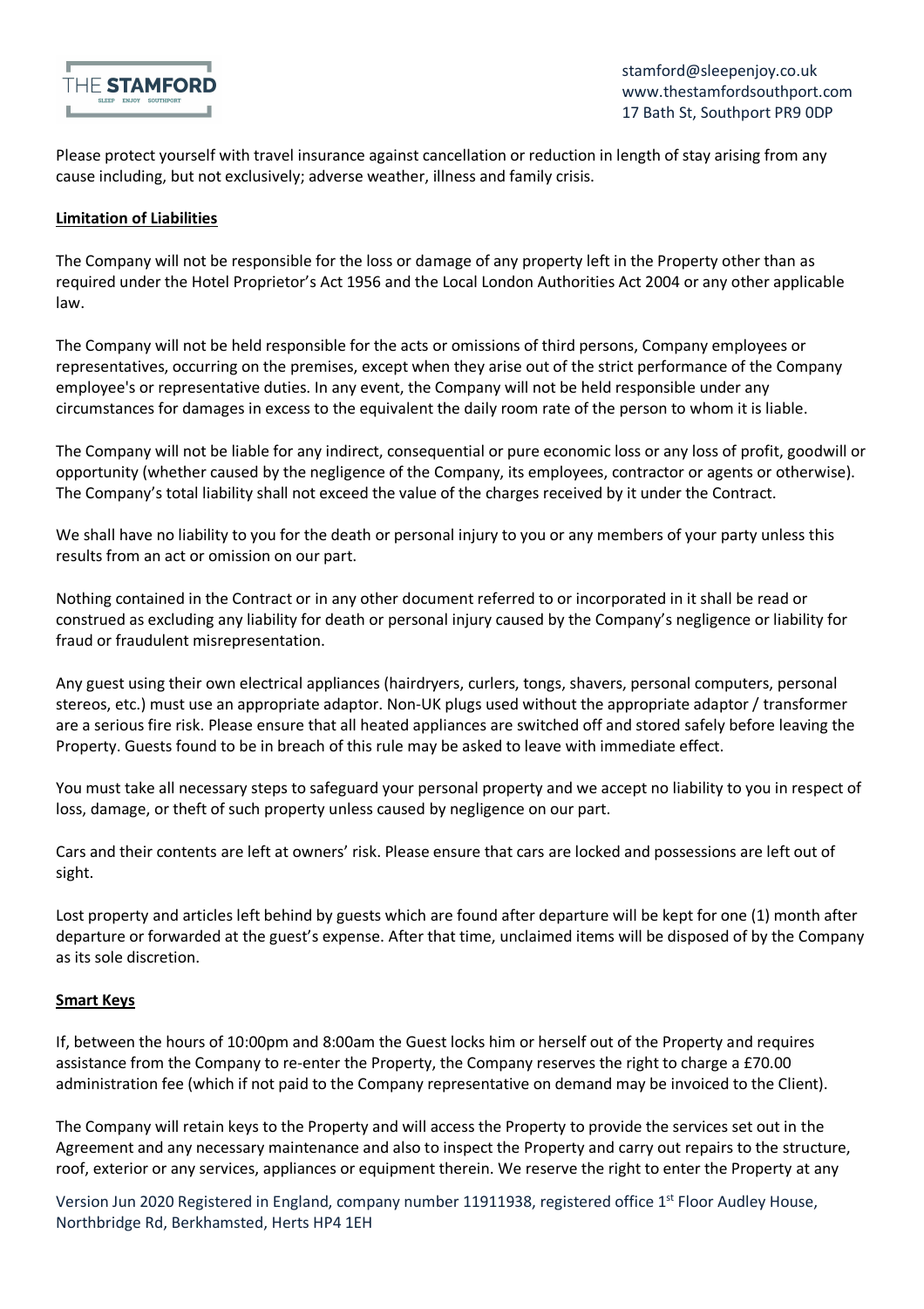Please protect yourself with travel insurance against cancellation or reduction in length of stay arising from any cause including, but not exclusively; adverse weather, illness and family crisis.

**Limitation of Liabilities**

The Company will not be responsible for the loss or damage of any property left in the Property other than as required under the Hotel Proprietor's Act 1956 and the Local London Authorities Act 2004 or any other applicable law.

The Company will not be held responsible for the acts or omissions of third persons, Company employees or representatives, occurring on the premises, except when they arise out of the strict performance of the Company employee's or representative duties. In any event, the Company will not be held responsible under any circumstances for damages in excess to the equivalent the daily room rate of the person to whom it is liable.

The Company will not be liable for any indirect, consequential or pure economic loss or any loss of profit, goodwill or opportunity (whether caused by the negligence of the Company, its employees, contractor or agents or otherwise). The Company's total liability shall not exceed the value of the charges received by it under the Contract.

We shall have no liability to you for the death or personal injury to you or any members of your party unless this results from an act or omission on our part.

Nothing contained in the Contract or in any other document referred to or incorporated in it shall be read or construed as excluding any liability for death or personal injury caused by the Company's negligence or liability for fraud or fraudulent misrepresentation.

Any guest using their own electrical appliances (hairdryers, curlers, tongs, shavers, personal computers, personal stereos, etc.) must use an appropriate adaptor. Non-UK plugs used without the appropriate adaptor / transformer are a serious fire risk. Please ensure that all heated appliances are switched off and stored safely before leaving the Property. Guests found to be in breach of this rule may be asked to leave with immediate effect.

You must take all necessary steps to safeguard your personal property and we accept no liability to you in respect of loss, damage, or theft of such property unless caused by negligence on our part.

Cars and their contents are left at owners' risk. Please ensure that cars are locked and possessions are left out of sight.

Lost property and articles left behind by guests which are found after departure will be kept for one (1) month after departure or forwarded at the guest's expense. After that time, unclaimed items will be disposed of by the Company as its sole discretion.

**Smart Keys**

If, between the hours of 10:00pm and 8:00am the Guest locks him or herself out of the Property and requires assistance from the Company to re-enter the Property, the Company reserves the right to charge a £70.00 administration fee (which if not paid to the Company representative on demand may be invoiced to the Client).

The Company will retain keys to the Property and will access the Property to provide the services set out in the Agreement and any necessary maintenance and also to inspect the Property and carry out repairs to the structure, roof, exterior or any services, appliances or equipment therein. We reserve the right to enter the Property at any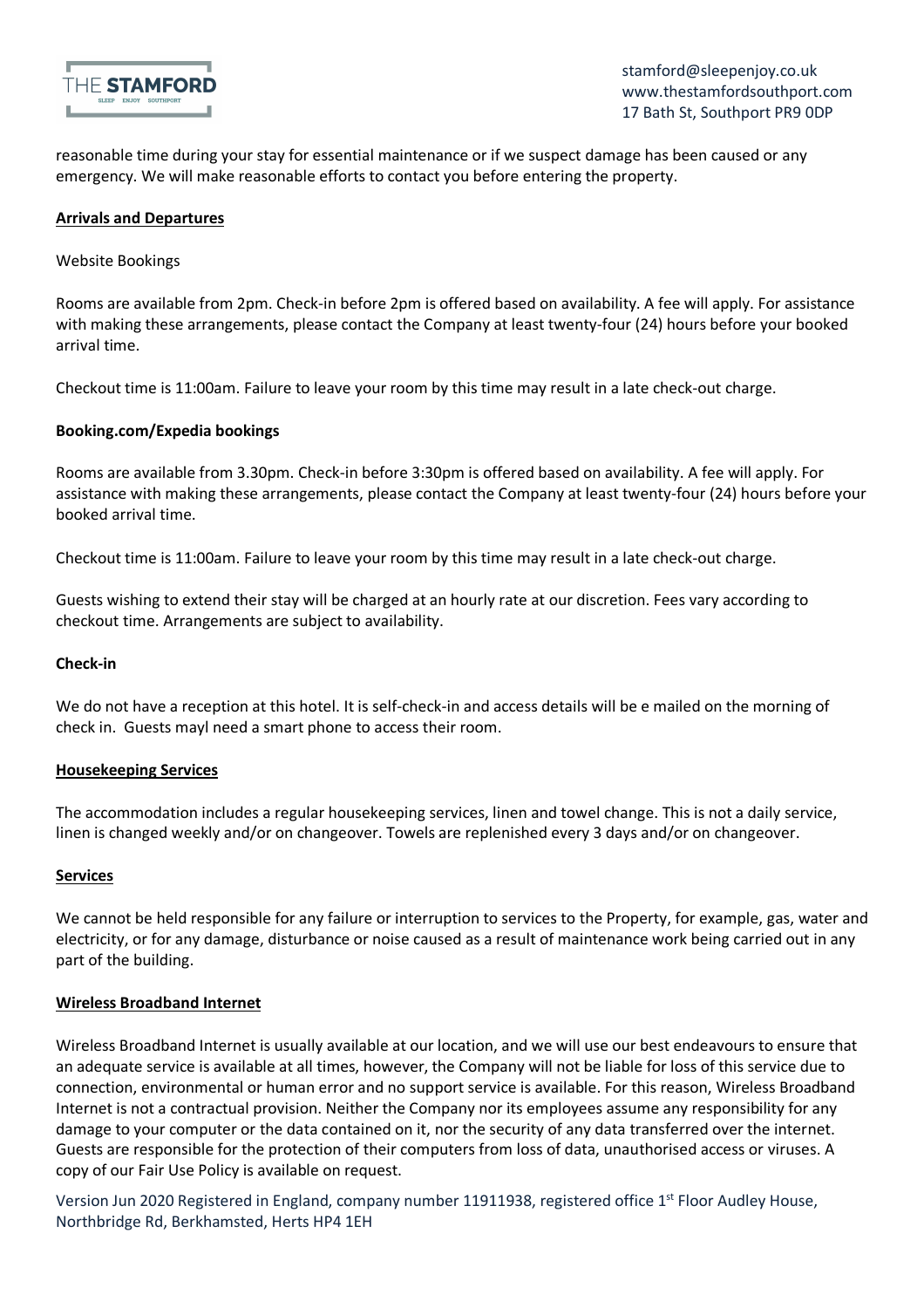reasonable time during your stay for essential maintenance or if we suspect damage has been caused or any emergency. We will make reasonable efforts to contact you before entering the property.

**Arrivals and Departures**

Website Bookings

Rooms are available from 2pm. Check-in before 2pm is offered based on availability. A fee will apply. For assistance with making these arrangements, please contact the Company at least twenty-four (24) hours before your booked arrival time.

Checkout time is 11:00am. Failure to leave your room by this time may result in a late check-out charge.

**Booking.com/Expedia bookings**

Rooms are available from 3.30pm. Check-in before 3:30pm is offered based on availability. A fee will apply. For assistance with making these arrangements, please contact the Company at least twenty-four (24) hours before your booked arrival time.

Checkout time is 11:00am. Failure to leave your room by this time may result in a late check-out charge.

Guests wishing to extend their stay will be charged at an hourly rate at our discretion. Fees vary according to checkout time. Arrangements are subject to availability.

**Check-in**

We do not have a reception at this hotel. It is self-check-in and access details will be e mailed on the morning of check in. Guests mayl need a smart phone to access their room.

**Housekeeping Services**

The accommodation includes a regular housekeeping services, linen and towel change. This is not a daily service, linen is changed weekly and/or on changeover. Towels are replenished every 3 days and/or on changeover.

**Services**

We cannot be held responsible for any failure or interruption to services to the Property, for example, gas, water and electricity, or for any damage, disturbance or noise caused as a result of maintenance work being carried out in any part of the building.

**Wireless Broadband Internet**

Wireless Broadband Internet is usually available at our location, and we will use our best endeavours to ensure that an adequate service is available at all times, however, the Company will not be liable for loss of this service due to connection, environmental or human error and no support service is available. For this reason, Wireless Broadband Internet is not a contractual provision. Neither the Company nor its employees assume any responsibility for any damage to your computer or the data contained on it, nor the security of any data transferred over the internet. Guests are responsible for the protection of their computers from loss of data, unauthorised access or viruses. A copy of our Fair Use Policy is available on request.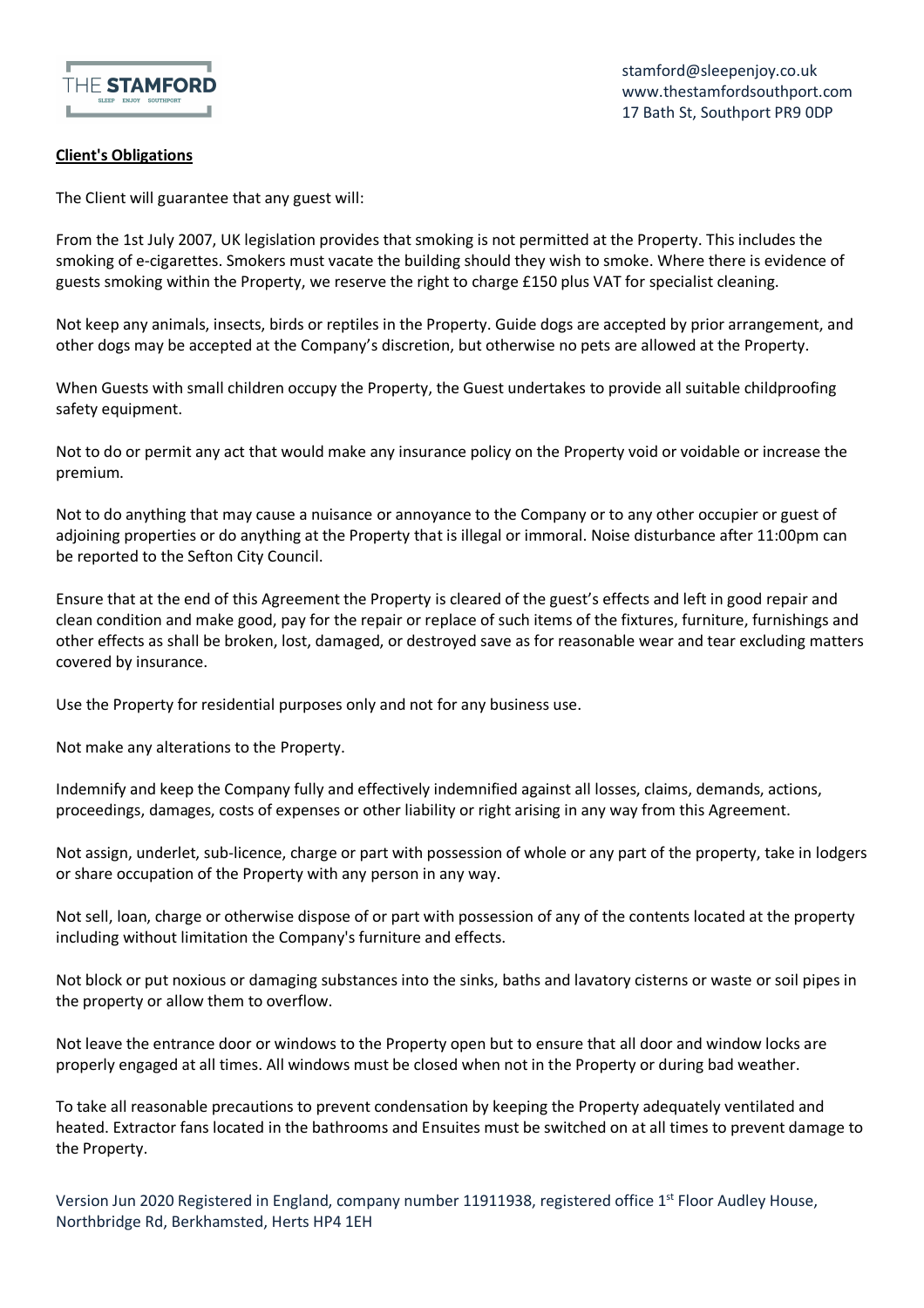**Client's Obligations**

The Client will guarantee that any guest will:

From the 1st July 2007, UK legislation provides that smoking is not permitted at the Property. This includes the smoking of e-cigarettes. Smokers must vacate the building should they wish to smoke. Where there is evidence of guests smoking within the Property, we reserve the right to charge £150 plus VAT for specialist cleaning.

Not keep any animals, insects, birds or reptiles in the Property. Guide dogs are accepted by prior arrangement, and other dogs may be accepted at the Company's discretion, but otherwise no pets are allowed at the Property.

When Guests with small children occupy the Property, the Guest undertakes to provide all suitable childproofing safety equipment.

Not to do or permit any act that would make any insurance policy on the Property void or voidable or increase the premium.

Not to do anything that may cause a nuisance or annoyance to the Company or to any other occupier or guest of adjoining properties or do anything at the Property that is illegal or immoral. Noise disturbance after 11:00pm can be reported to the Sefton City Council.

Ensure that at the end of this Agreement the Property is cleared of the guest's effects and left in good repair and clean condition and make good, pay for the repair or replace of such items of the fixtures, furniture, furnishings and other effects as shall be broken, lost, damaged, or destroyed save as for reasonable wear and tear excluding matters covered by insurance.

Use the Property for residential purposes only and not for any business use.

Not make any alterations to the Property.

Indemnify and keep the Company fully and effectively indemnified against all losses, claims, demands, actions, proceedings, damages, costs of expenses or other liability or right arising in any way from this Agreement.

Not assign, underlet, sub-licence, charge or part with possession of whole or any part of the property, take in lodgers or share occupation of the Property with any person in any way.

Not sell, loan, charge or otherwise dispose of or part with possession of any of the contents located at the property including without limitation the Company's furniture and effects.

Not block or put noxious or damaging substances into the sinks, baths and lavatory cisterns or waste or soil pipes in the property or allow them to overflow.

Not leave the entrance door or windows to the Property open but to ensure that all door and window locks are properly engaged at all times. All windows must be closed when not in the Property or during bad weather.

To take all reasonable precautions to prevent condensation by keeping the Property adequately ventilated and heated. Extractor fans located in the bathrooms and Ensuites must be switched on at all times to prevent damage to the Property.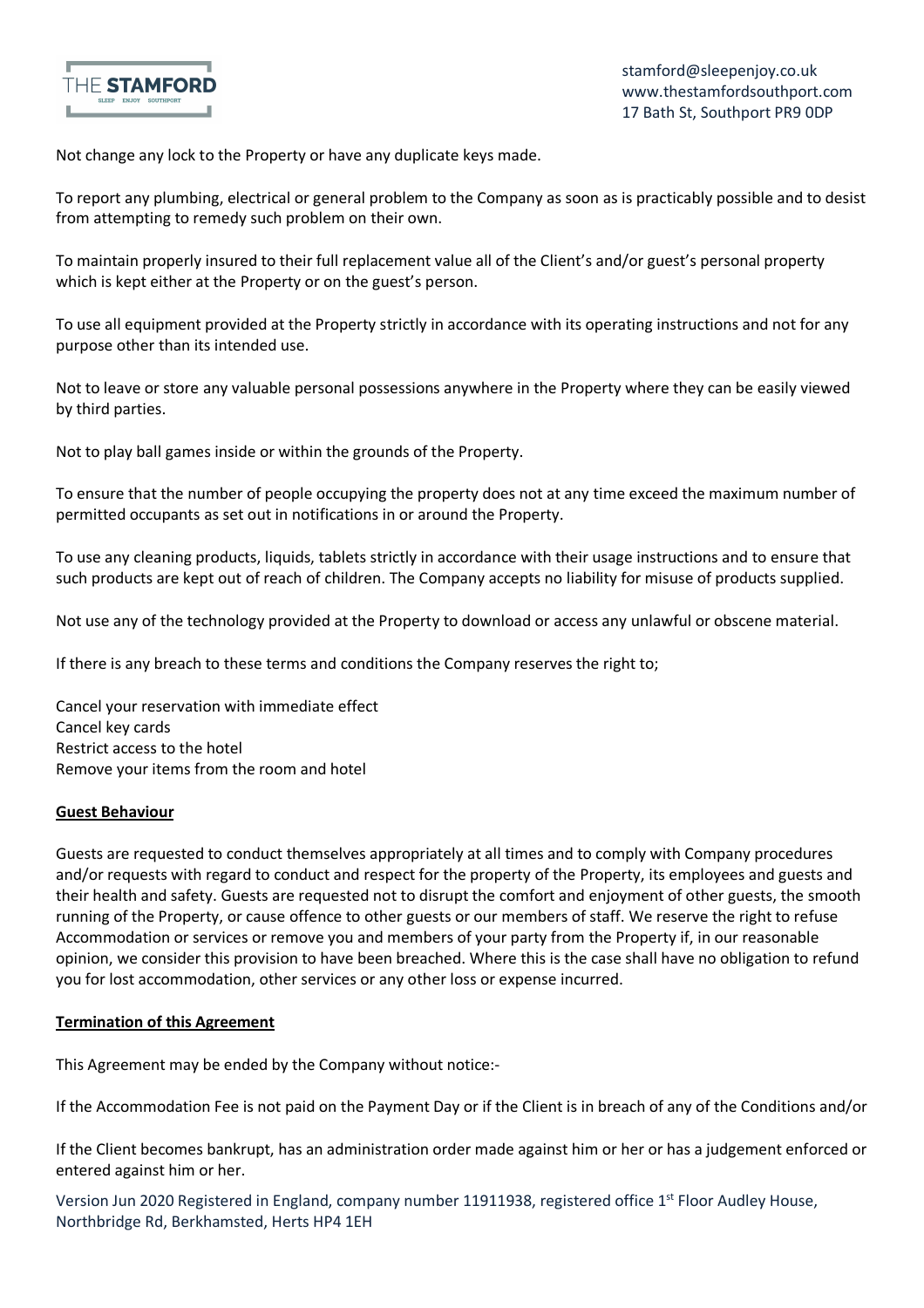Not change any lock to the Property or have any duplicate keys made.

To report any plumbing, electrical or general problem to the Company as soon as is practicably possible and to desist from attempting to remedy such problem on their own.

To maintain properly insured to their full replacement value all of the Client's and/or guest's personal property which is kept either at the Property or on the guest's person.

To use all equipment provided at the Property strictly in accordance with its operating instructions and not for any purpose other than its intended use.

Not to leave or store any valuable personal possessions anywhere in the Property where they can be easily viewed by third parties.

Not to play ball games inside or within the grounds of the Property.

To ensure that the number of people occupying the property does not at any time exceed the maximum number of permitted occupants as set out in notifications in or around the Property.

To use any cleaning products, liquids, tablets strictly in accordance with their usage instructions and to ensure that such products are kept out of reach of children. The Company accepts no liability for misuse of products supplied.

Not use any of the technology provided at the Property to download or access any unlawful or obscene material.

If there is any breach to these terms and conditions the Company reserves the right to;

Cancel your reservation with immediate effect
Cancel key cards
Restrict access to the hotel
Remove your items from the room and hotel

**Guest Behaviour**

Guests are requested to conduct themselves appropriately at all times and to comply with Company procedures and/or requests with regard to conduct and respect for the property of the Property, its employees and guests and their health and safety. Guests are requested not to disrupt the comfort and enjoyment of other guests, the smooth running of the Property, or cause offence to other guests or our members of staff. We reserve the right to refuse Accommodation or services or remove you and members of your party from the Property if, in our reasonable opinion, we consider this provision to have been breached. Where this is the case shall have no obligation to refund you for lost accommodation, other services or any other loss or expense incurred.

**Termination of this Agreement**

This Agreement may be ended by the Company without notice:-

If the Accommodation Fee is not paid on the Payment Day or if the Client is in breach of any of the Conditions and/or

If the Client becomes bankrupt, has an administration order made against him or her or has a judgement enforced or entered against him or her.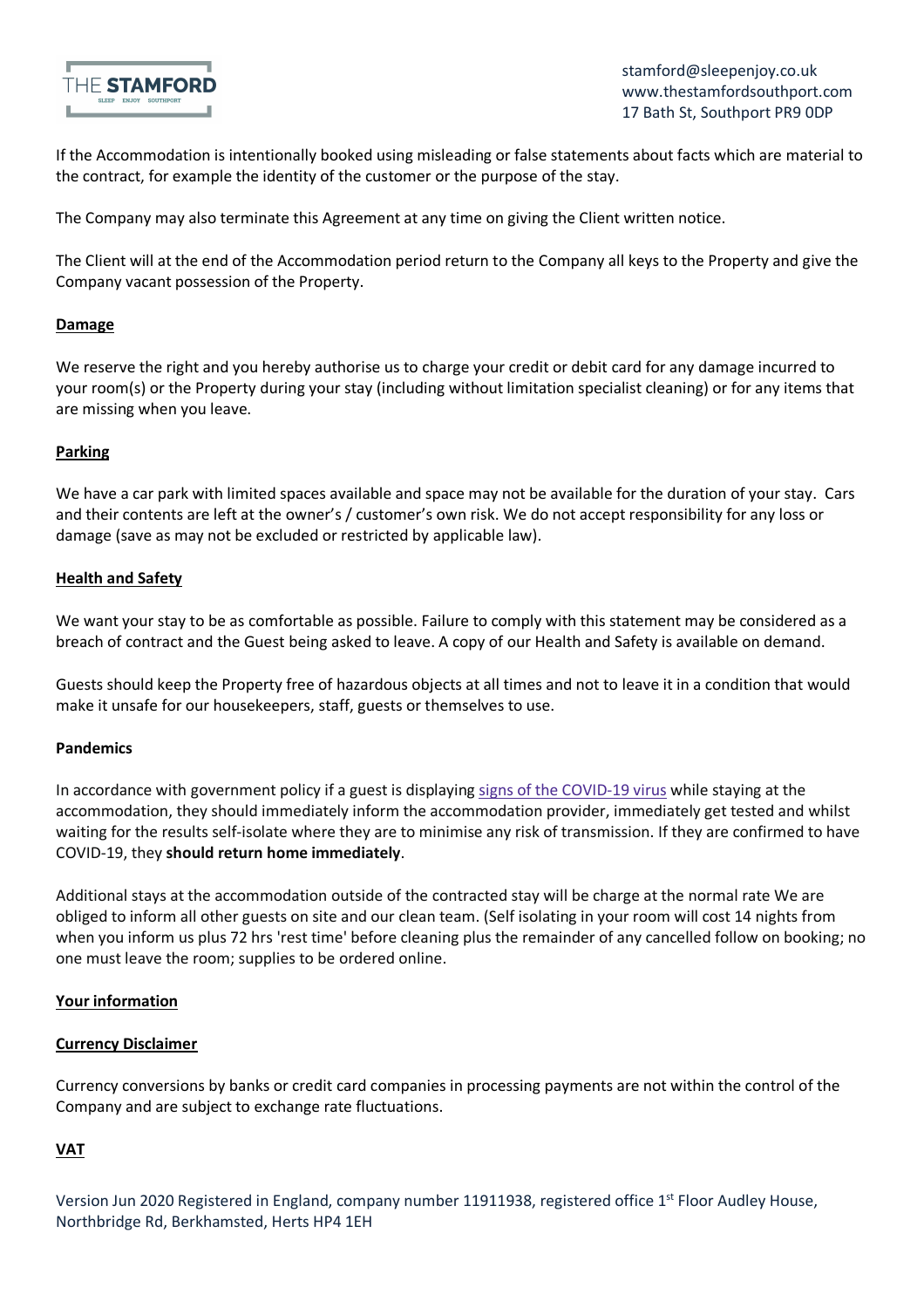If the Accommodation is intentionally booked using misleading or false statements about facts which are material to the contract, for example the identity of the customer or the purpose of the stay.

The Company may also terminate this Agreement at any time on giving the Client written notice.

The Client will at the end of the Accommodation period return to the Company all keys to the Property and give the Company vacant possession of the Property.

**Damage**

We reserve the right and you hereby authorise us to charge your credit or debit card for any damage incurred to your room(s) or the Property during your stay (including without limitation specialist cleaning) or for any items that are missing when you leave.

**Parking**

We have a car park with limited spaces available and space may not be available for the duration of your stay. Cars and their contents are left at the owner's / customer's own risk. We do not accept responsibility for any loss or damage (save as may not be excluded or restricted by applicable law).

**Health and Safety**

We want your stay to be as comfortable as possible. Failure to comply with this statement may be considered as a breach of contract and the Guest being asked to leave. A copy of our Health and Safety is available on demand.

Guests should keep the Property free of hazardous objects at all times and not to leave it in a condition that would make it unsafe for our housekeepers, staff, guests or themselves to use.

**Pandemics**

In accordance with government policy if a guest is displaying signs of the COVID-19 virus while staying at the accommodation, they should immediately inform the accommodation provider, immediately get tested and whilst waiting for the results self-isolate where they are to minimise any risk of transmission. If they are confirmed to have COVID-19, they **should return home immediately**.

Additional stays at the accommodation outside of the contracted stay will be charge at the normal rate We are obliged to inform all other guests on site and our clean team. (Self isolating in your room will cost 14 nights from when you inform us plus 72 hrs 'rest time' before cleaning plus the remainder of any cancelled follow on booking; no one must leave the room; supplies to be ordered online.

**Your information**

**Currency Disclaimer**

Currency conversions by banks or credit card companies in processing payments are not within the control of the Company and are subject to exchange rate fluctuations.

**VAT**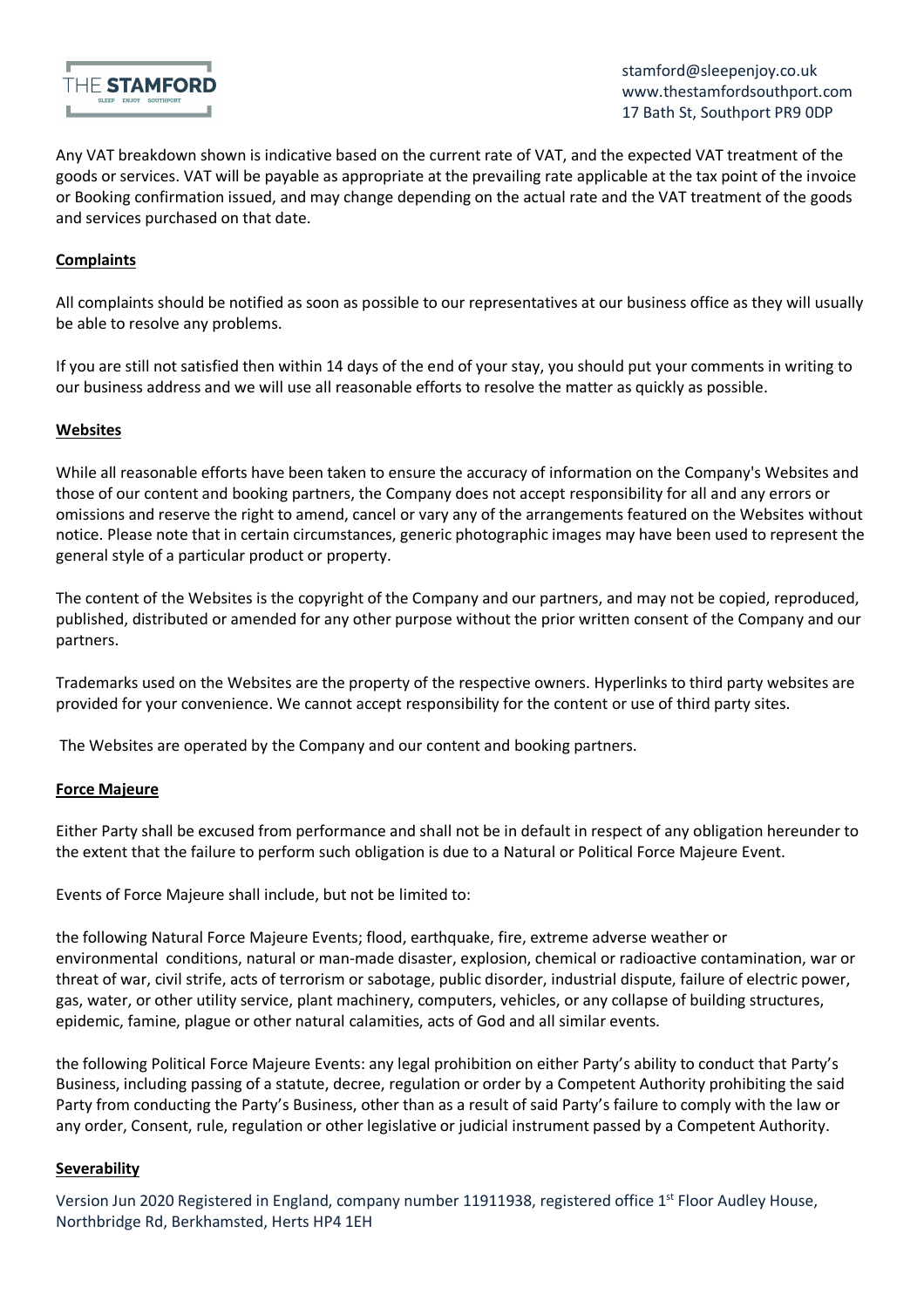Any VAT breakdown shown is indicative based on the current rate of VAT, and the expected VAT treatment of the goods or services. VAT will be payable as appropriate at the prevailing rate applicable at the tax point of the invoice or Booking confirmation issued, and may change depending on the actual rate and the VAT treatment of the goods and services purchased on that date.

**Complaints**

All complaints should be notified as soon as possible to our representatives at our business office as they will usually be able to resolve any problems.

If you are still not satisfied then within 14 days of the end of your stay, you should put your comments in writing to our business address and we will use all reasonable efforts to resolve the matter as quickly as possible.

**Websites**

While all reasonable efforts have been taken to ensure the accuracy of information on the Company's Websites and those of our content and booking partners, the Company does not accept responsibility for all and any errors or omissions and reserve the right to amend, cancel or vary any of the arrangements featured on the Websites without notice. Please note that in certain circumstances, generic photographic images may have been used to represent the general style of a particular product or property.

The content of the Websites is the copyright of the Company and our partners, and may not be copied, reproduced, published, distributed or amended for any other purpose without the prior written consent of the Company and our partners.

Trademarks used on the Websites are the property of the respective owners. Hyperlinks to third party websites are provided for your convenience. We cannot accept responsibility for the content or use of third party sites.

The Websites are operated by the Company and our content and booking partners.

**Force Majeure**

Either Party shall be excused from performance and shall not be in default in respect of any obligation hereunder to the extent that the failure to perform such obligation is due to a Natural or Political Force Majeure Event.

Events of Force Majeure shall include, but not be limited to:

the following Natural Force Majeure Events; flood, earthquake, fire, extreme adverse weather or environmental conditions, natural or man-made disaster, explosion, chemical or radioactive contamination, war or threat of war, civil strife, acts of terrorism or sabotage, public disorder, industrial dispute, failure of electric power, gas, water, or other utility service, plant machinery, computers, vehicles, or any collapse of building structures, epidemic, famine, plague or other natural calamities, acts of God and all similar events.

the following Political Force Majeure Events: any legal prohibition on either Party's ability to conduct that Party's Business, including passing of a statute, decree, regulation or order by a Competent Authority prohibiting the said Party from conducting the Party's Business, other than as a result of said Party's failure to comply with the law or any order, Consent, rule, regulation or other legislative or judicial instrument passed by a Competent Authority.

**Severability**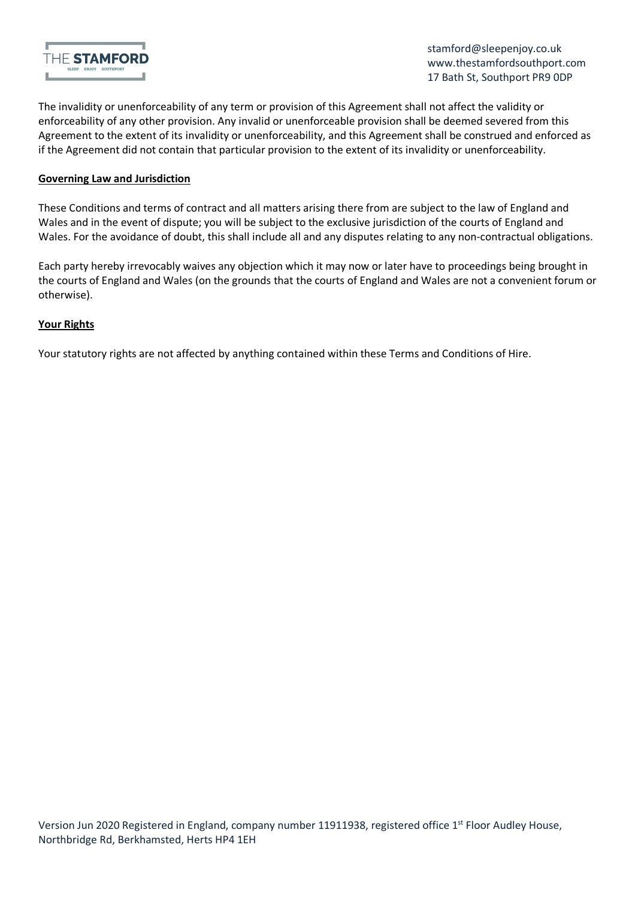The invalidity or unenforceability of any term or provision of this Agreement shall not affect the validity or enforceability of any other provision. Any invalid or unenforceable provision shall be deemed severed from this Agreement to the extent of its invalidity or unenforceability, and this Agreement shall be construed and enforced as if the Agreement did not contain that particular provision to the extent of its invalidity or unenforceability.

**Governing Law and Jurisdiction**

These Conditions and terms of contract and all matters arising there from are subject to the law of England and Wales and in the event of dispute; you will be subject to the exclusive jurisdiction of the courts of England and Wales. For the avoidance of doubt, this shall include all and any disputes relating to any non-contractual obligations.

Each party hereby irrevocably waives any objection which it may now or later have to proceedings being brought in the courts of England and Wales (on the grounds that the courts of England and Wales are not a convenient forum or otherwise).

**Your Rights**

Your statutory rights are not affected by anything contained within these Terms and Conditions of Hire.